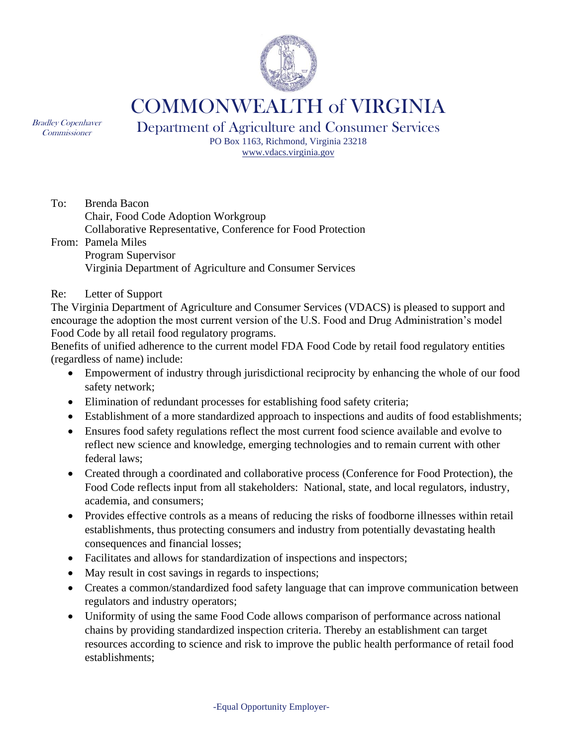# COMMONWEALTH of VIRGINIA

*Bradley Copenhaver*
*Commissioner*

Department of Agriculture and Consumer Services
PO Box 1163, Richmond, Virginia 23218
www.vdacs.virginia.gov

To: Brenda Bacon
Chair, Food Code Adoption Workgroup
Collaborative Representative, Conference for Food Protection

From: Pamela Miles
Program Supervisor
Virginia Department of Agriculture and Consumer Services

Re: Letter of Support

The Virginia Department of Agriculture and Consumer Services (VDACS) is pleased to support and encourage the adoption the most current version of the U.S. Food and Drug Administration's model Food Code by all retail food regulatory programs.

Benefits of unified adherence to the current model FDA Food Code by retail food regulatory entities (regardless of name) include:

- Empowerment of industry through jurisdictional reciprocity by enhancing the whole of our food safety network;
- Elimination of redundant processes for establishing food safety criteria;
- Establishment of a more standardized approach to inspections and audits of food establishments;
- Ensures food safety regulations reflect the most current food science available and evolve to reflect new science and knowledge, emerging technologies and to remain current with other federal laws;
- Created through a coordinated and collaborative process (Conference for Food Protection), the Food Code reflects input from all stakeholders: National, state, and local regulators, industry, academia, and consumers;
- Provides effective controls as a means of reducing the risks of foodborne illnesses within retail establishments, thus protecting consumers and industry from potentially devastating health consequences and financial losses;
- Facilitates and allows for standardization of inspections and inspectors;
- May result in cost savings in regards to inspections;
- Creates a common/standardized food safety language that can improve communication between regulators and industry operators;
- Uniformity of using the same Food Code allows comparison of performance across national chains by providing standardized inspection criteria. Thereby an establishment can target resources according to science and risk to improve the public health performance of retail food establishments;

-Equal Opportunity Employer-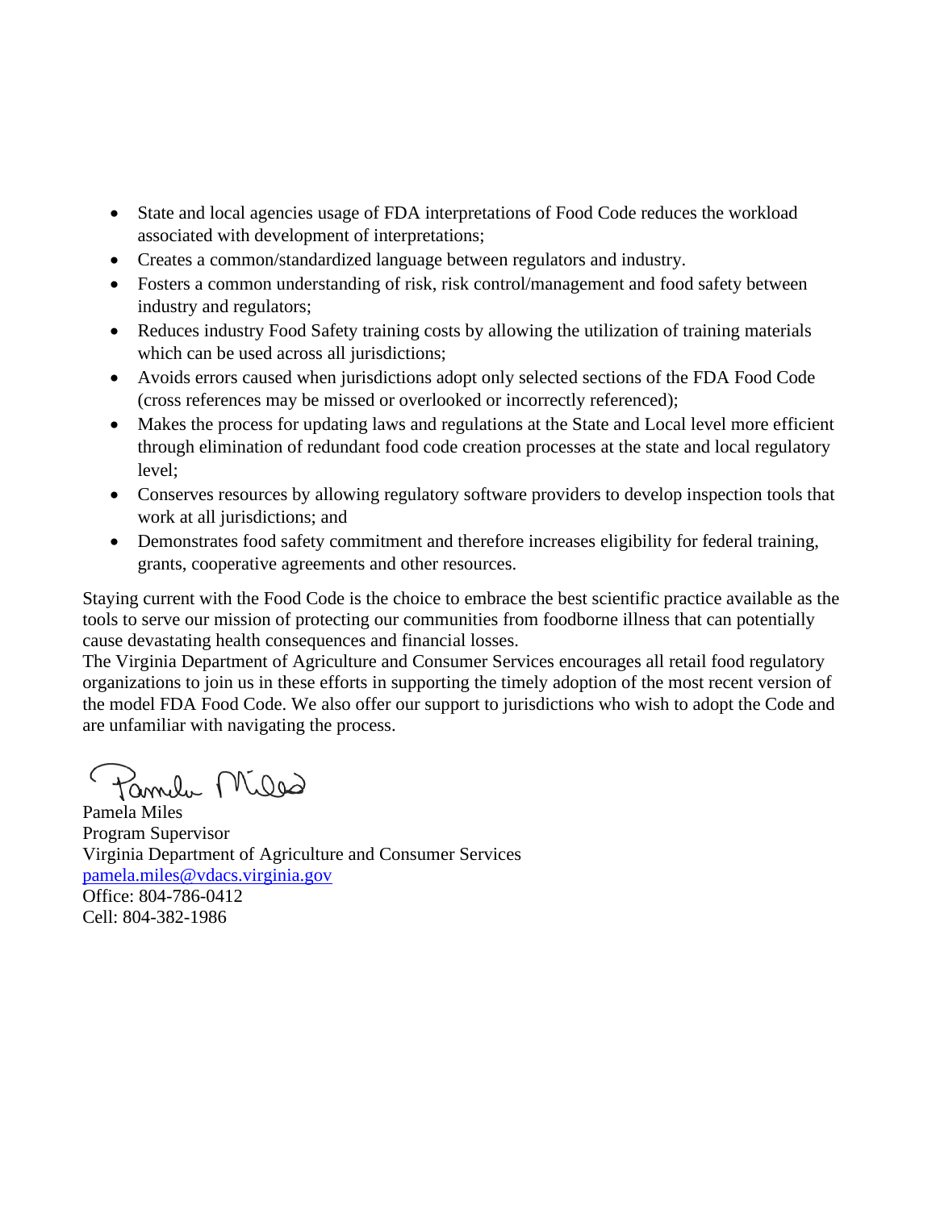- State and local agencies usage of FDA interpretations of Food Code reduces the workload associated with development of interpretations;
- Creates a common/standardized language between regulators and industry.
- Fosters a common understanding of risk, risk control/management and food safety between industry and regulators;
- Reduces industry Food Safety training costs by allowing the utilization of training materials which can be used across all jurisdictions;
- Avoids errors caused when jurisdictions adopt only selected sections of the FDA Food Code (cross references may be missed or overlooked or incorrectly referenced);
- Makes the process for updating laws and regulations at the State and Local level more efficient through elimination of redundant food code creation processes at the state and local regulatory level;
- Conserves resources by allowing regulatory software providers to develop inspection tools that work at all jurisdictions; and
- Demonstrates food safety commitment and therefore increases eligibility for federal training, grants, cooperative agreements and other resources.

Staying current with the Food Code is the choice to embrace the best scientific practice available as the tools to serve our mission of protecting our communities from foodborne illness that can potentially cause devastating health consequences and financial losses.
The Virginia Department of Agriculture and Consumer Services encourages all retail food regulatory organizations to join us in these efforts in supporting the timely adoption of the most recent version of the model FDA Food Code. We also offer our support to jurisdictions who wish to adopt the Code and are unfamiliar with navigating the process.

Pamela Miles
Program Supervisor
Virginia Department of Agriculture and Consumer Services
pamela.miles@vdacs.virginia.gov
Office: 804-786-0412
Cell: 804-382-1986